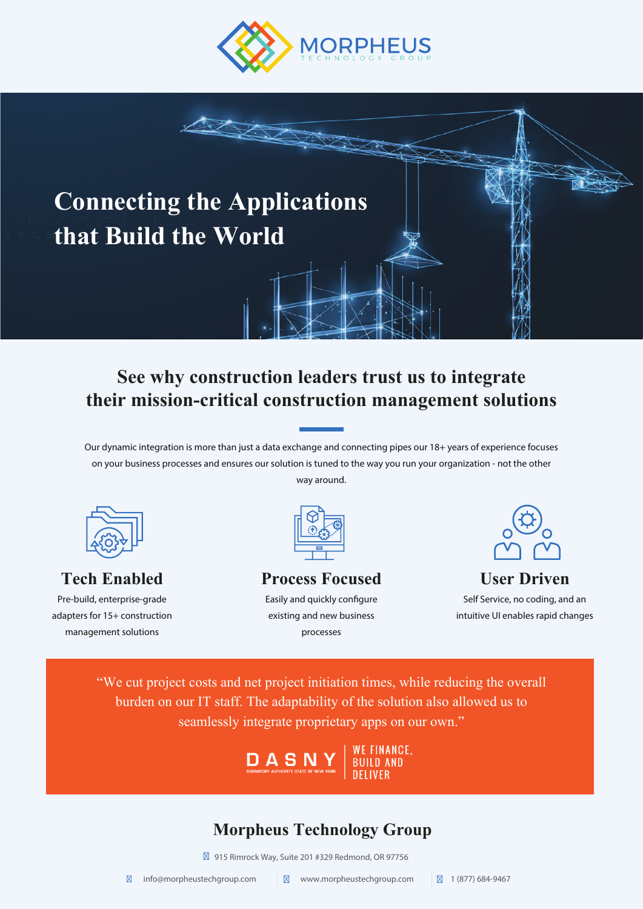# MORPHEUS TECHNOLOGY GROUP

# Connecting the Applications that Build the World

## See why construction leaders trust us to integrate their mission-critical construction management solutions

Our dynamic integration is more than just a data exchange and connecting pipes our 18+ years of experience focuses on your business processes and ensures our solution is tuned to the way you run your organization - not the other way around.

### Tech Enabled

Pre-build, enterprise-grade adapters for 15+ construction management solutions

### Process Focused

Easily and quickly configure existing and new business processes

### User Driven

Self Service, no coding, and an intuitive UI enables rapid changes

"We cut project costs and net project initiation times, while reducing the overall burden on our IT staff. The adaptability of the solution also allowed us to seamlessly integrate proprietary apps on our own."

DASNY DORMITORY AUTHORITY STATE OF NEW YORK | WE FINANCE, BUILD AND DELIVER

## Morpheus Technology Group

915 Rimrock Way, Suite 201 #329 Redmond, OR 97756

info@morpheustechgroup.com | www.morpheustechgroup.com | 1 (877) 684-9467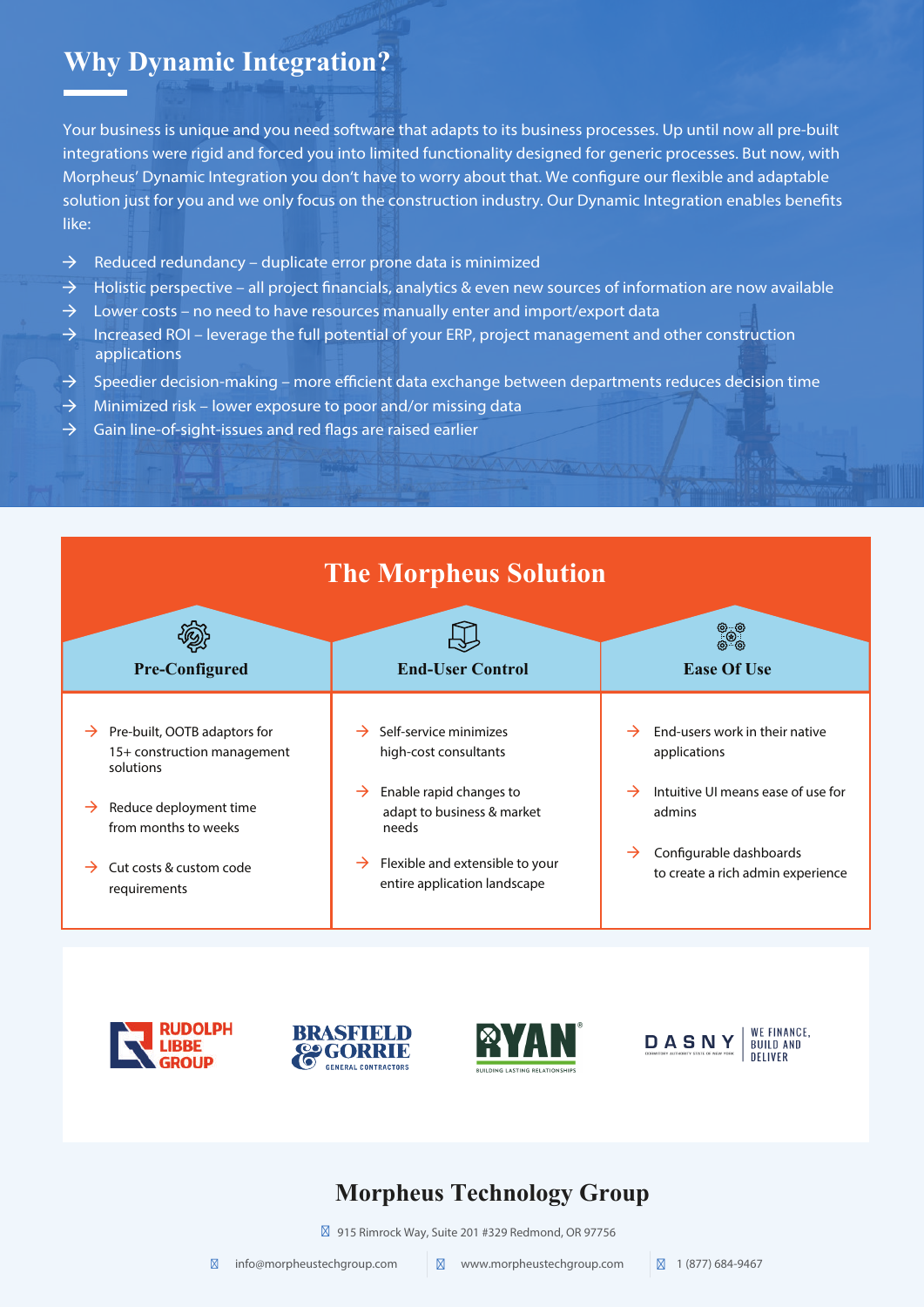## Why Dynamic Integration?

Your business is unique and you need software that adapts to its business processes. Up until now all pre-built integrations were rigid and forced you into limited functionality designed for generic processes. But now, with Morpheus' Dynamic Integration you don't have to worry about that. We configure our flexible and adaptable solution just for you and we only focus on the construction industry. Our Dynamic Integration enables benefits like:

- Reduced redundancy – duplicate error prone data is minimized
- Holistic perspective – all project financials, analytics & even new sources of information are now available
- Lower costs – no need to have resources manually enter and import/export data
- Increased ROI – leverage the full potential of your ERP, project management and other construction applications
- Speedier decision-making – more efficient data exchange between departments reduces decision time
- Minimized risk – lower exposure to poor and/or missing data
- Gain line-of-sight-issues and red flags are raised earlier

## The Morpheus Solution

### Pre-Configured

- Pre-built, OOTB adaptors for 15+ construction management solutions
- Reduce deployment time from months to weeks
- Cut costs & custom code requirements

### End-User Control

- Self-service minimizes high-cost consultants
- Enable rapid changes to adapt to business & market needs
- Flexible and extensible to your entire application landscape

### Ease Of Use

- End-users work in their native applications
- Intuitive UI means ease of use for admins
- Configurable dashboards to create a rich admin experience

RUDOLPH LIBBE GROUP

BRASFIELD & GORRIE GENERAL CONTRACTORS

RYAN BUILDING LASTING RELATIONSHIPS

DASNY DORMITORY AUTHORITY STATE OF NEW YORK | WE FINANCE, BUILD AND DELIVER

## Morpheus Technology Group

915 Rimrock Way, Suite 201 #329 Redmond, OR 97756

info@morpheustechgroup.com | www.morpheustechgroup.com | 1 (877) 684-9467